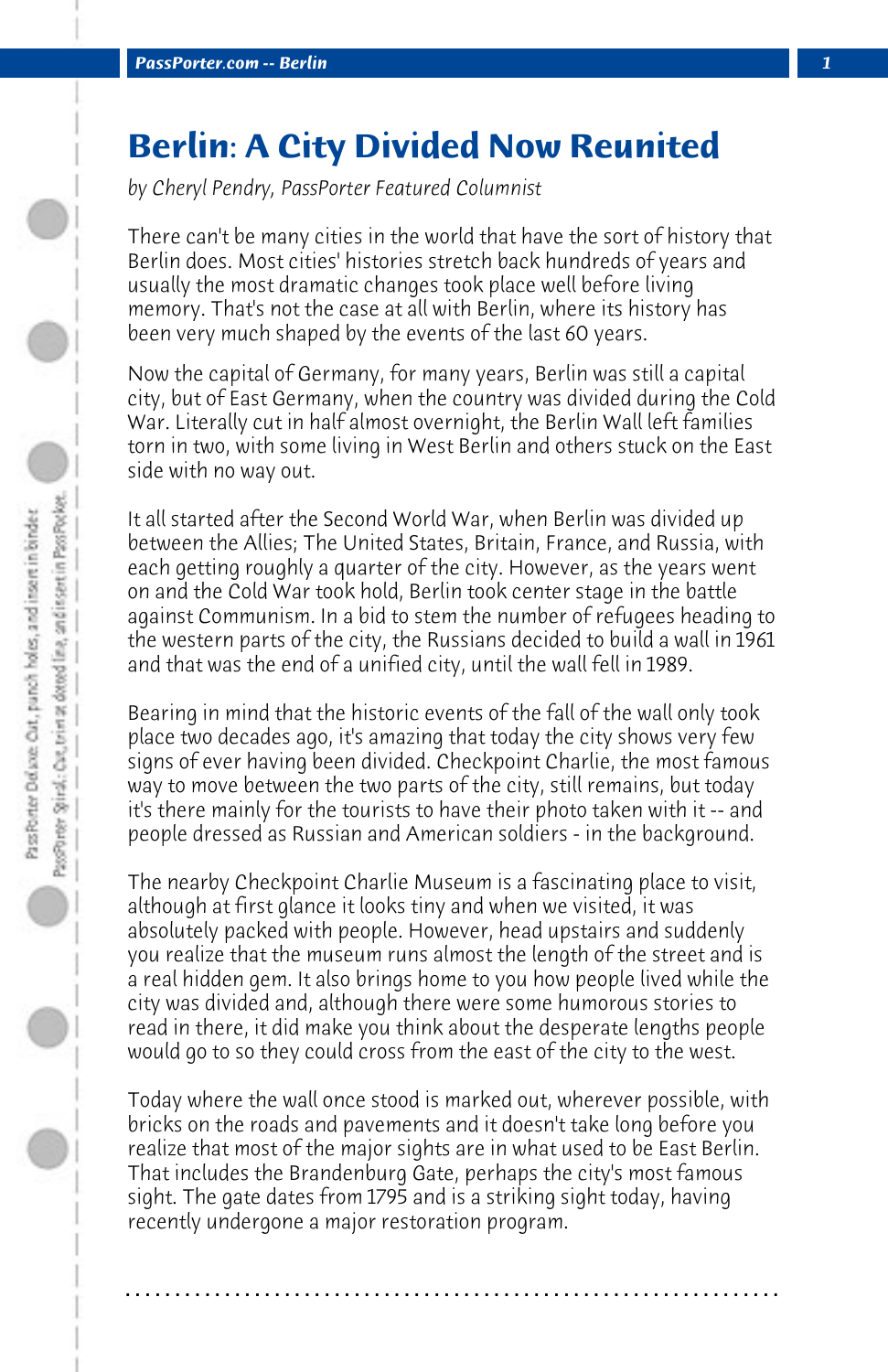# Berlin: A City Divided Now Reunited

*by Cheryl Pendry, PassPorter Featured Columnist*

There can't be many cities in the world that have the sort of history that Berlin does. Most cities' histories stretch back hundreds of years and usually the most dramatic changes took place well before living memory. That's not the case at all with Berlin, where its history has been very much shaped by the events of the last 60 years.

Now the capital of Germany, for many years, Berlin was still a capital city, but of East Germany, when the country was divided during the Cold War. Literally cut in half almost overnight, the Berlin Wall left families torn in two, with some living in West Berlin and others stuck on the East side with no way out.

It all started after the Second World War, when Berlin was divided up between the Allies; The United States, Britain, France, and Russia, with each getting roughly a quarter of the city. However, as the years went on and the Cold War took hold, Berlin took center stage in the battle against Communism. In a bid to stem the number of refugees heading to the western parts of the city, the Russians decided to build a wall in 1961 and that was the end of a unified city, until the wall fell in 1989.

Bearing in mind that the historic events of the fall of the wall only took place two decades ago, it's amazing that today the city shows very few signs of ever having been divided. Checkpoint Charlie, the most famous way to move between the two parts of the city, still remains, but today it's there mainly for the tourists to have their photo taken with it -- and people dressed as Russian and American soldiers - in the background.

The nearby Checkpoint Charlie Museum is a fascinating place to visit, although at first glance it looks tiny and when we visited, it was absolutely packed with people. However, head upstairs and suddenly you realize that the museum runs almost the length of the street and is a real hidden gem. It also brings home to you how people lived while the city was divided and, although there were some humorous stories to read in there, it did make you think about the desperate lengths people would go to so they could cross from the east of the city to the west.

Today where the wall once stood is marked out, wherever possible, with bricks on the roads and pavements and it doesn't take long before you realize that most of the major sights are in what used to be East Berlin. That includes the Brandenburg Gate, perhaps the city's most famous sight. The gate dates from 1795 and is a striking sight today, having recently undergone a major restoration program.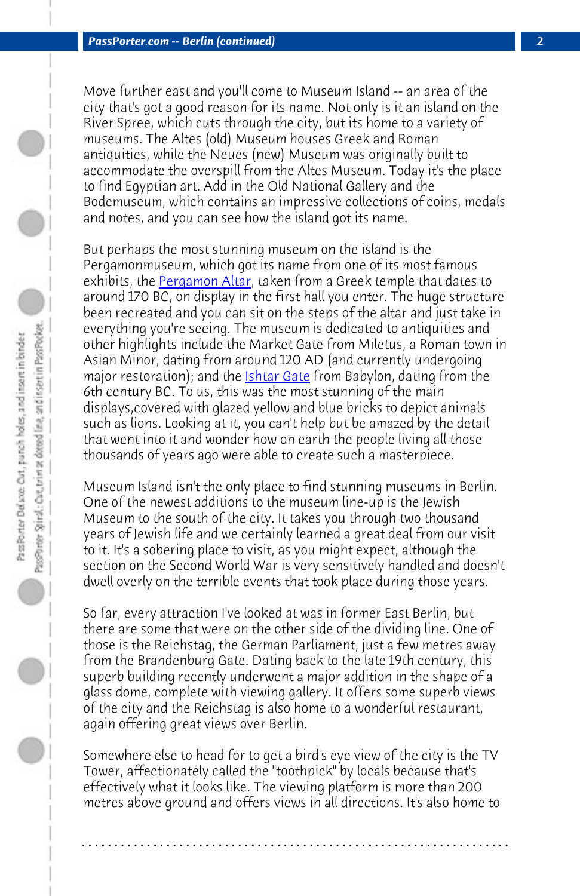Move further east and you'll come to Museum Island -- an area of the city that's got a good reason for its name. Not only is it an island on the River Spree, which cuts through the city, but its home to a variety of museums. The Altes (old) Museum houses Greek and Roman antiquities, while the Neues (new) Museum was originally built to accommodate the overspill from the Altes Museum. Today it's the place to find Egyptian art. Add in the Old National Gallery and the Bodemuseum, which contains an impressive collections of coins, medals and notes, and you can see how the island got its name.

But perhaps the most stunning museum on the island is the Pergamonmuseum, which got its name from one of its most famous exhibits, the Pergamon Altar, taken from a Greek temple that dates to around 170 BC, on display in the first hall you enter. The huge structure been recreated and you can sit on the steps of the altar and just take in everything you're seeing. The museum is dedicated to antiquities and other highlights include the Market Gate from Miletus, a Roman town in Asian Minor, dating from around 120 AD (and currently undergoing major restoration); and the Ishtar Gate from Babylon, dating from the 6th century BC. To us, this was the most stunning of the main displays,covered with glazed yellow and blue bricks to depict animals such as lions. Looking at it, you can't help but be amazed by the detail that went into it and wonder how on earth the people living all those thousands of years ago were able to create such a masterpiece.

Museum Island isn't the only place to find stunning museums in Berlin. One of the newest additions to the museum line-up is the Jewish Museum to the south of the city. It takes you through two thousand years of Jewish life and we certainly learned a great deal from our visit to it. It's a sobering place to visit, as you might expect, although the section on the Second World War is very sensitively handled and doesn't dwell overly on the terrible events that took place during those years.

So far, every attraction I've looked at was in former East Berlin, but there are some that were on the other side of the dividing line. One of those is the Reichstag, the German Parliament, just a few metres away from the Brandenburg Gate. Dating back to the late 19th century, this superb building recently underwent a major addition in the shape of a glass dome, complete with viewing gallery. It offers some superb views of the city and the Reichstag is also home to a wonderful restaurant, again offering great views over Berlin.

Somewhere else to head for to get a bird's eye view of the city is the TV Tower, affectionately called the "toothpick" by locals because that's effectively what it looks like. The viewing platform is more than 200 metres above ground and offers views in all directions. It's also home to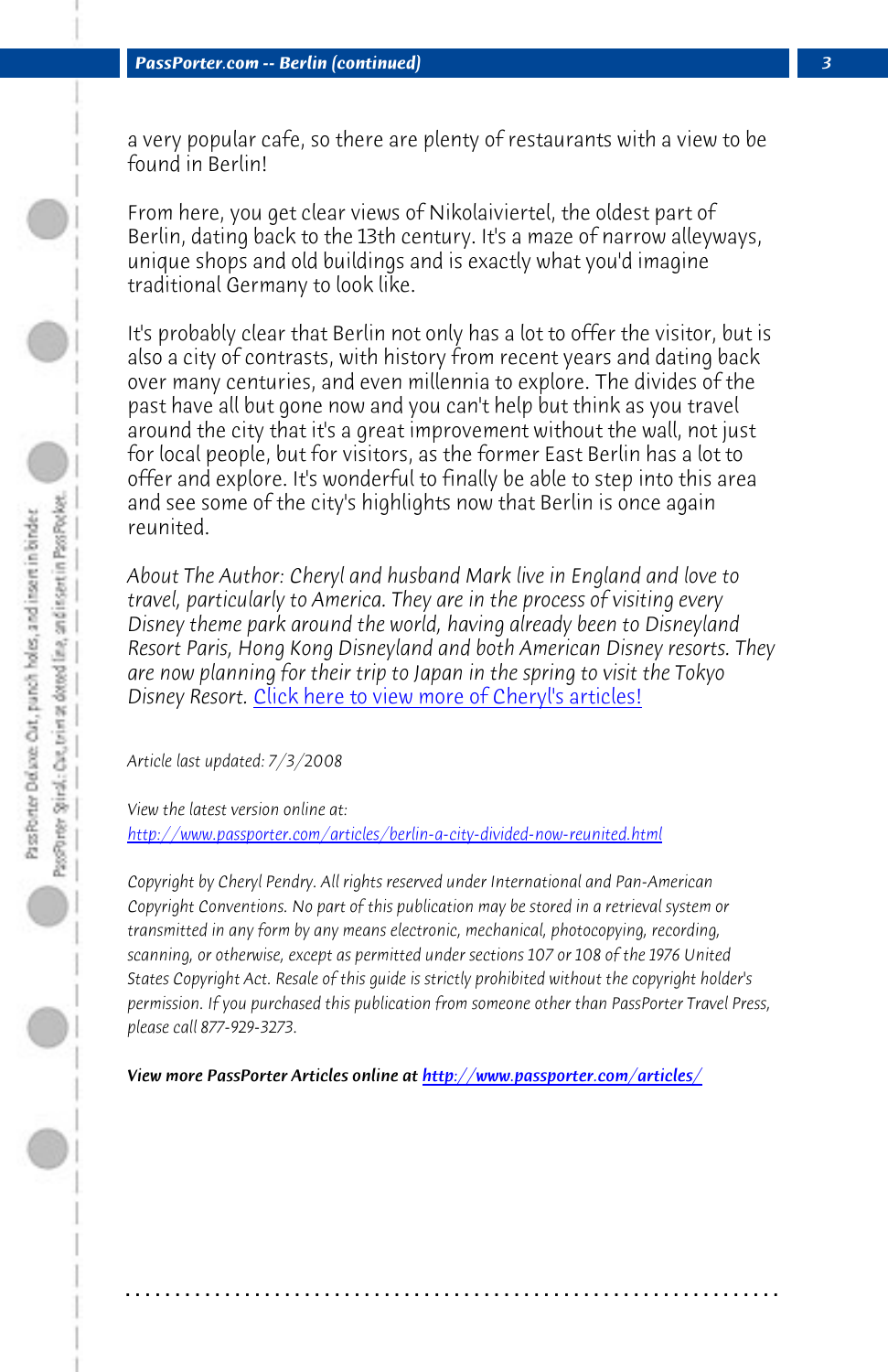a very popular cafe, so there are plenty of restaurants with a view to be found in Berlin!

From here, you get clear views of Nikolaiviertel, the oldest part of Berlin, dating back to the 13th century. It's a maze of narrow alleyways, unique shops and old buildings and is exactly what you'd imagine traditional Germany to look like.

It's probably clear that Berlin not only has a lot to offer the visitor, but is also a city of contrasts, with history from recent years and dating back over many centuries, and even millennia to explore. The divides of the past have all but gone now and you can't help but think as you travel around the city that it's a great improvement without the wall, not just for local people, but for visitors, as the former East Berlin has a lot to offer and explore. It's wonderful to finally be able to step into this area and see some of the city's highlights now that Berlin is once again reunited.

*About The Author: Cheryl and husband Mark live in England and love to travel, particularly to America. They are in the process of visiting every Disney theme park around the world, having already been to Disneyland Resort Paris, Hong Kong Disneyland and both American Disney resorts. They are now planning for their trip to Japan in the spring to visit the Tokyo Disney Resort.* Click here to view more of Cheryl's articles!

*Article last updated: 7/3/2008*

*View the latest version online at:*
*http://www.passporter.com/articles/berlin-a-city-divided-now-reunited.html*

*Copyright by Cheryl Pendry. All rights reserved under International and Pan-American Copyright Conventions. No part of this publication may be stored in a retrieval system or transmitted in any form by any means electronic, mechanical, photocopying, recording, scanning, or otherwise, except as permitted under sections 107 or 108 of the 1976 United States Copyright Act. Resale of this guide is strictly prohibited without the copyright holder's permission. If you purchased this publication from someone other than PassPorter Travel Press, please call 877-929-3273.*

***View more PassPorter Articles online at http://www.passporter.com/articles/***